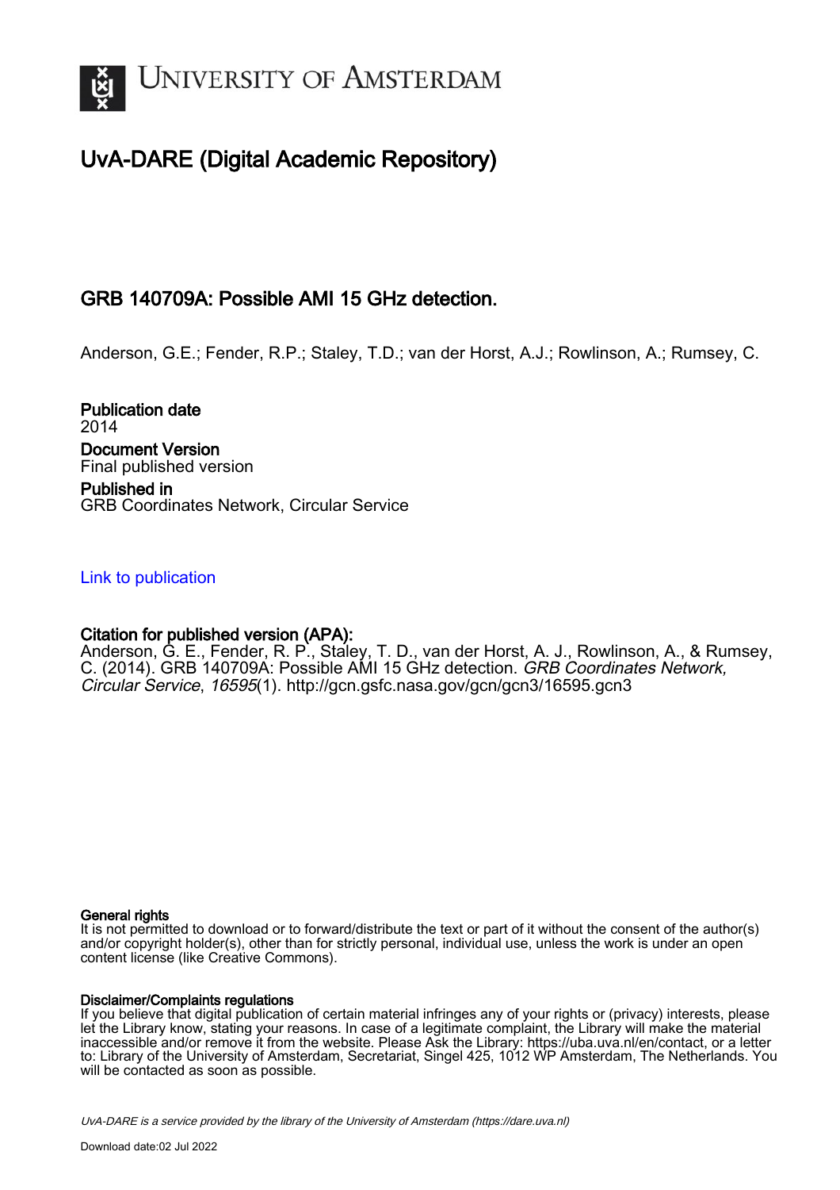UNIVERSITY OF AMSTERDAM

# UvA-DARE (Digital Academic Repository)

## GRB 140709A: Possible AMI 15 GHz detection.

Anderson, G.E.; Fender, R.P.; Staley, T.D.; van der Horst, A.J.; Rowlinson, A.; Rumsey, C.

**Publication date**
2014

**Document Version**
Final published version

**Published in**
GRB Coordinates Network, Circular Service

[Link to publication](#)

**Citation for published version (APA):**
Anderson, G. E., Fender, R. P., Staley, T. D., van der Horst, A. J., Rowlinson, A., & Rumsey, C. (2014). GRB 140709A: Possible AMI 15 GHz detection. *GRB Coordinates Network, Circular Service*, *16595*(1). http://gcn.gsfc.nasa.gov/gcn/gcn3/16595.gcn3

**General rights**
It is not permitted to download or to forward/distribute the text or part of it without the consent of the author(s) and/or copyright holder(s), other than for strictly personal, individual use, unless the work is under an open content license (like Creative Commons).

**Disclaimer/Complaints regulations**
If you believe that digital publication of certain material infringes any of your rights or (privacy) interests, please let the Library know, stating your reasons. In case of a legitimate complaint, the Library will make the material inaccessible and/or remove it from the website. Please Ask the Library: https://uba.uva.nl/en/contact, or a letter to: Library of the University of Amsterdam, Secretariat, Singel 425, 1012 WP Amsterdam, The Netherlands. You will be contacted as soon as possible.

*UvA-DARE is a service provided by the library of the University of Amsterdam (https://dare.uva.nl)*

Download date:02 Jul 2022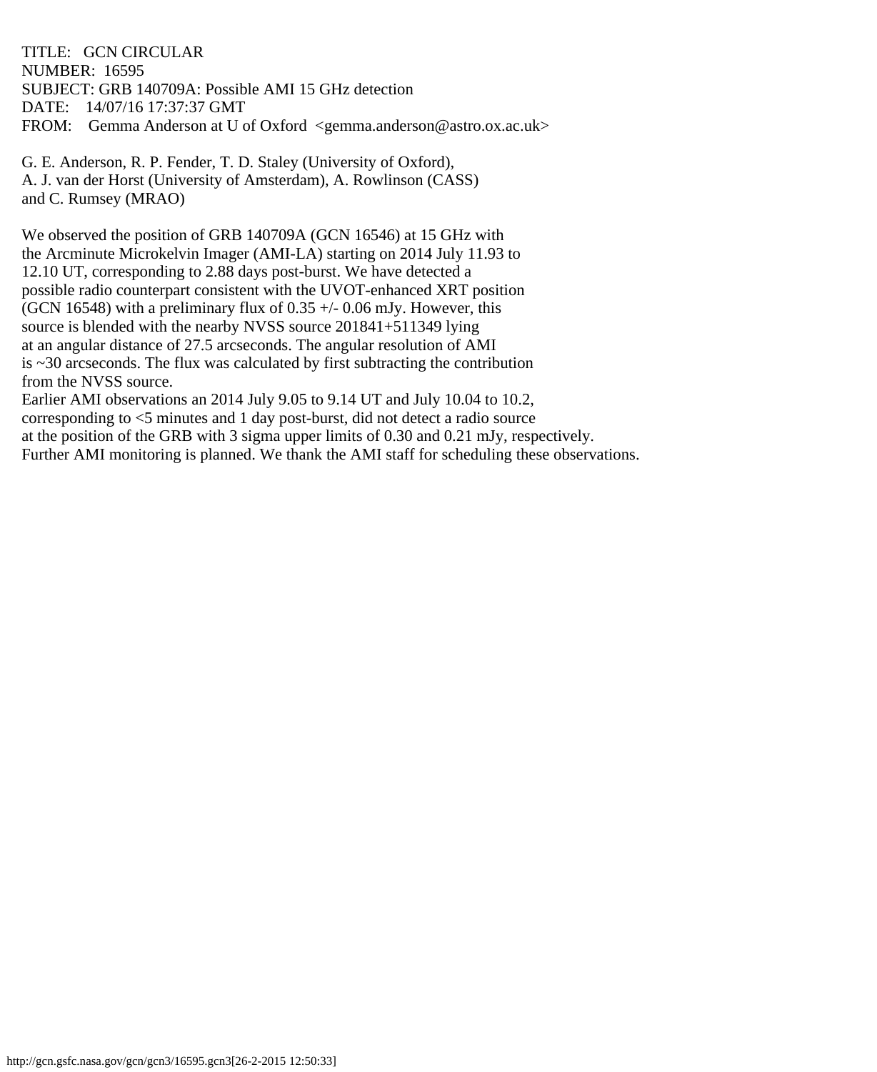TITLE: GCN CIRCULAR
NUMBER: 16595
SUBJECT: GRB 140709A: Possible AMI 15 GHz detection
DATE: 14/07/16 17:37:37 GMT
FROM: Gemma Anderson at U of Oxford <gemma.anderson@astro.ox.ac.uk>

G. E. Anderson, R. P. Fender, T. D. Staley (University of Oxford),
A. J. van der Horst (University of Amsterdam), A. Rowlinson (CASS)
and C. Rumsey (MRAO)

We observed the position of GRB 140709A (GCN 16546) at 15 GHz with the Arcminute Microkelvin Imager (AMI-LA) starting on 2014 July 11.93 to 12.10 UT, corresponding to 2.88 days post-burst. We have detected a possible radio counterpart consistent with the UVOT-enhanced XRT position (GCN 16548) with a preliminary flux of 0.35 +/- 0.06 mJy. However, this source is blended with the nearby NVSS source 201841+511349 lying at an angular distance of 27.5 arcseconds. The angular resolution of AMI is ~30 arcseconds. The flux was calculated by first subtracting the contribution from the NVSS source.
Earlier AMI observations an 2014 July 9.05 to 9.14 UT and July 10.04 to 10.2, corresponding to <5 minutes and 1 day post-burst, did not detect a radio source at the position of the GRB with 3 sigma upper limits of 0.30 and 0.21 mJy, respectively.
Further AMI monitoring is planned. We thank the AMI staff for scheduling these observations.